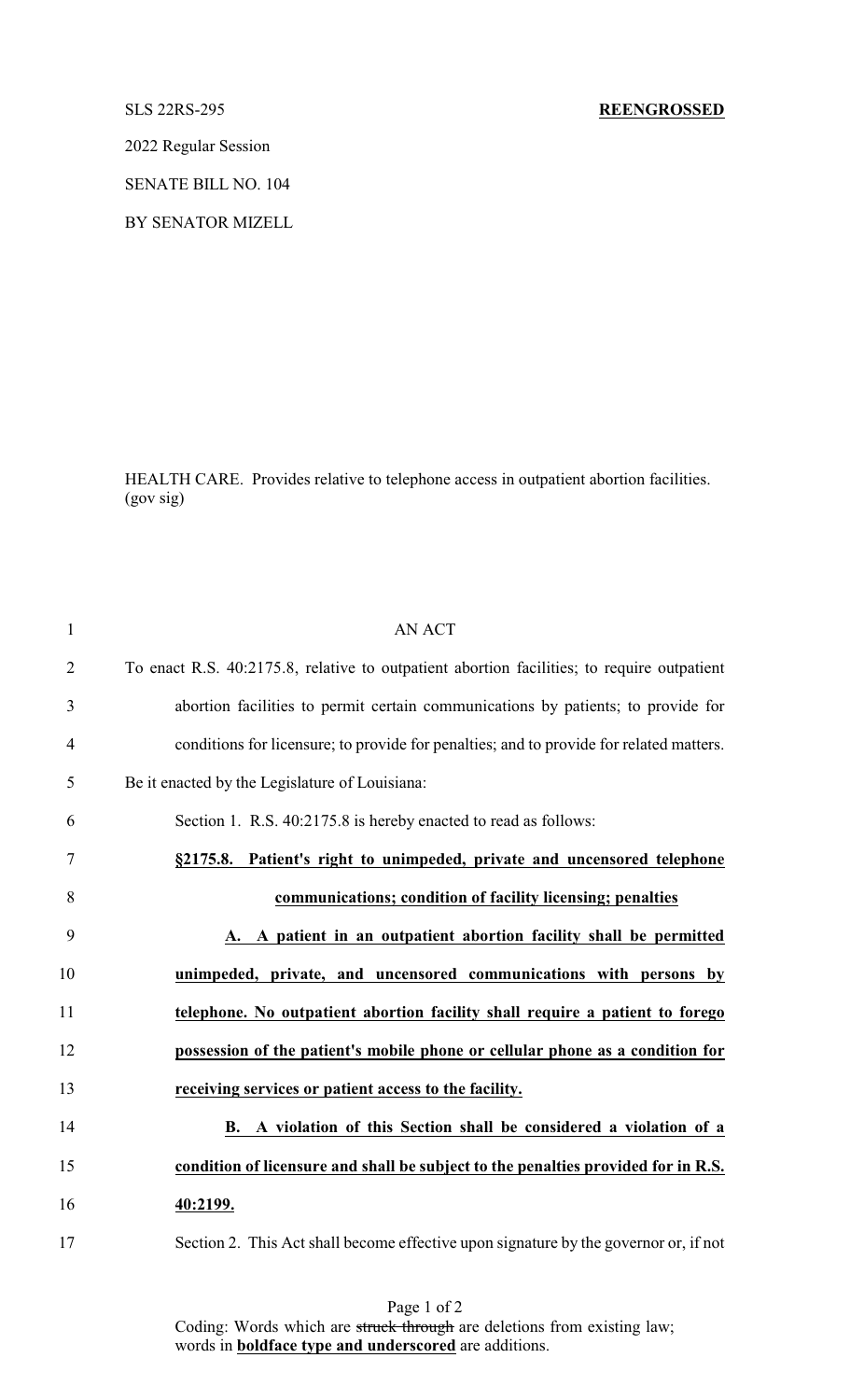SLS 22RS-295 **REENGROSSED**

2022 Regular Session

SENATE BILL NO. 104

BY SENATOR MIZELL

HEALTH CARE. Provides relative to telephone access in outpatient abortion facilities. (gov sig)

AN ACT

To enact R.S. 40:2175.8, relative to outpatient abortion facilities; to require outpatient abortion facilities to permit certain communications by patients; to provide for conditions for licensure; to provide for penalties; and to provide for related matters.

Be it enacted by the Legislature of Louisiana:

Section 1. R.S. 40:2175.8 is hereby enacted to read as follows:

**§2175.8. Patient's right to unimpeded, private and uncensored telephone communications; condition of facility licensing; penalties**

**A. A patient in an outpatient abortion facility shall be permitted unimpeded, private, and uncensored communications with persons by telephone. No outpatient abortion facility shall require a patient to forego possession of the patient's mobile phone or cellular phone as a condition for receiving services or patient access to the facility.**

**B. A violation of this Section shall be considered a violation of a condition of licensure and shall be subject to the penalties provided for in R.S. 40:2199.**

Section 2. This Act shall become effective upon signature by the governor or, if not

Coding: Words which are ~~struck through~~ are deletions from existing law; words in **boldface type and underscored** are additions.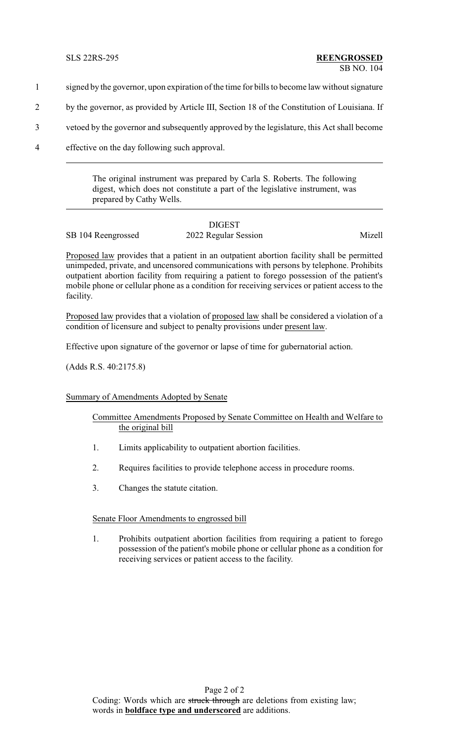1 signed by the governor, upon expiration of the time for bills to become law without signature

2 by the governor, as provided by Article III, Section 18 of the Constitution of Louisiana. If

3 vetoed by the governor and subsequently approved by the legislature, this Act shall become

4 effective on the day following such approval.

---

The original instrument was prepared by Carla S. Roberts. The following digest, which does not constitute a part of the legislative instrument, was prepared by Cathy Wells.

---

DIGEST

SB 104 Reengrossed 2022 Regular Session Mizell

Proposed law provides that a patient in an outpatient abortion facility shall be permitted unimpeded, private, and uncensored communications with persons by telephone. Prohibits outpatient abortion facility from requiring a patient to forego possession of the patient's mobile phone or cellular phone as a condition for receiving services or patient access to the facility.

Proposed law provides that a violation of proposed law shall be considered a violation of a condition of licensure and subject to penalty provisions under present law.

Effective upon signature of the governor or lapse of time for gubernatorial action.

(Adds R.S. 40:2175.8)

Summary of Amendments Adopted by Senate

Committee Amendments Proposed by Senate Committee on Health and Welfare to the original bill

1. Limits applicability to outpatient abortion facilities.

2. Requires facilities to provide telephone access in procedure rooms.

3. Changes the statute citation.

Senate Floor Amendments to engrossed bill

1. Prohibits outpatient abortion facilities from requiring a patient to forego possession of the patient's mobile phone or cellular phone as a condition for receiving services or patient access to the facility.

Coding: Words which are ~~struck through~~ are deletions from existing law; words in **boldface type and underscored** are additions.